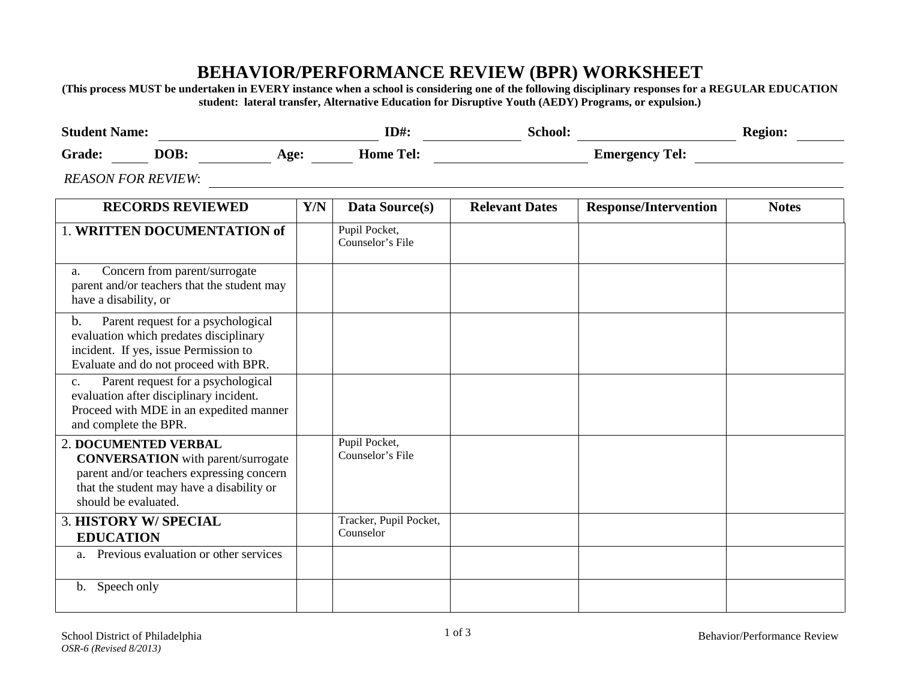# BEHAVIOR/PERFORMANCE REVIEW (BPR) WORKSHEET

**(This process MUST be undertaken in EVERY instance when a school is considering one of the following disciplinary responses for a REGULAR EDUCATION student: lateral transfer, Alternative Education for Disruptive Youth (AEDY) Programs, or expulsion.)**

**Student Name:** \_\_\_\_\_\_\_\_\_\_\_\_\_\_\_\_\_\_\_\_ **ID#:** \_\_\_\_\_\_\_\_\_\_ **School:** \_\_\_\_\_\_\_\_\_\_\_\_\_\_\_\_ **Region:** \_\_\_\_\_

**Grade:** \_\_\_\_ **DOB:** \_\_\_\_\_\_\_ **Age:** \_\_\_\_ **Home Tel:** \_\_\_\_\_\_\_\_\_\_\_\_\_\_\_\_ **Emergency Tel:** \_\_\_\_\_\_\_\_\_\_\_\_\_\_\_\_

*REASON FOR REVIEW*: \_\_\_\_\_\_\_\_\_\_\_\_\_\_\_\_\_\_\_\_\_\_\_\_\_\_\_\_\_\_\_\_\_\_\_\_\_\_\_\_\_\_\_\_\_\_\_\_

| RECORDS REVIEWED | Y/N | Data Source(s) | Relevant Dates | Response/Intervention | Notes |
|---|---|---|---|---|---|
| 1. **WRITTEN DOCUMENTATION of** | | Pupil Pocket, Counselor's File | | | |
| a. Concern from parent/surrogate parent and/or teachers that the student may have a disability, or | | | | | |
| b. Parent request for a psychological evaluation which predates disciplinary incident. If yes, issue Permission to Evaluate and do not proceed with BPR. | | | | | |
| c. Parent request for a psychological evaluation after disciplinary incident. Proceed with MDE in an expedited manner and complete the BPR. | | | | | |
| 2. **DOCUMENTED VERBAL CONVERSATION** with parent/surrogate parent and/or teachers expressing concern that the student may have a disability or should be evaluated. | | Pupil Pocket, Counselor's File | | | |
| 3. **HISTORY W/ SPECIAL EDUCATION** | | Tracker, Pupil Pocket, Counselor | | | |
| a. Previous evaluation or other services | | | | | |
| b. Speech only | | | | | |

School District of Philadelphia
*OSR-6 (Revised 8/2013)*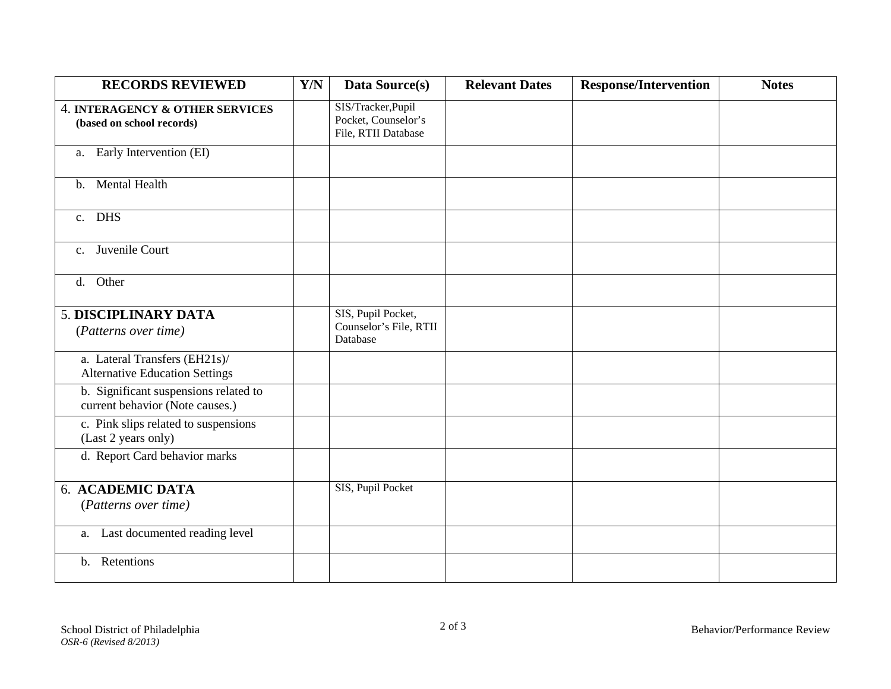| RECORDS REVIEWED | Y/N | Data Source(s) | Relevant Dates | Response/Intervention | Notes |
|---|---|---|---|---|---|
| 4. **INTERAGENCY & OTHER SERVICES (based on school records)** | | SIS/Tracker,Pupil Pocket, Counselor's File, RTII Database | | | |
| a. Early Intervention (EI) | | | | | |
| b. Mental Health | | | | | |
| c. DHS | | | | | |
| c. Juvenile Court | | | | | |
| d. Other | | | | | |
| 5. **DISCIPLINARY DATA** (*Patterns over time)* | | SIS, Pupil Pocket, Counselor's File, RTII Database | | | |
| a. Lateral Transfers (EH21s)/ Alternative Education Settings | | | | | |
| b. Significant suspensions related to current behavior (Note causes.) | | | | | |
| c. Pink slips related to suspensions (Last 2 years only) | | | | | |
| d. Report Card behavior marks | | | | | |
| 6. **ACADEMIC DATA** (*Patterns over time)* | | SIS, Pupil Pocket | | | |
| a. Last documented reading level | | | | | |
| b. Retentions | | | | | |

School District of Philadelphia
*OSR-6 (Revised 8/2013)*

Behavior/Performance Review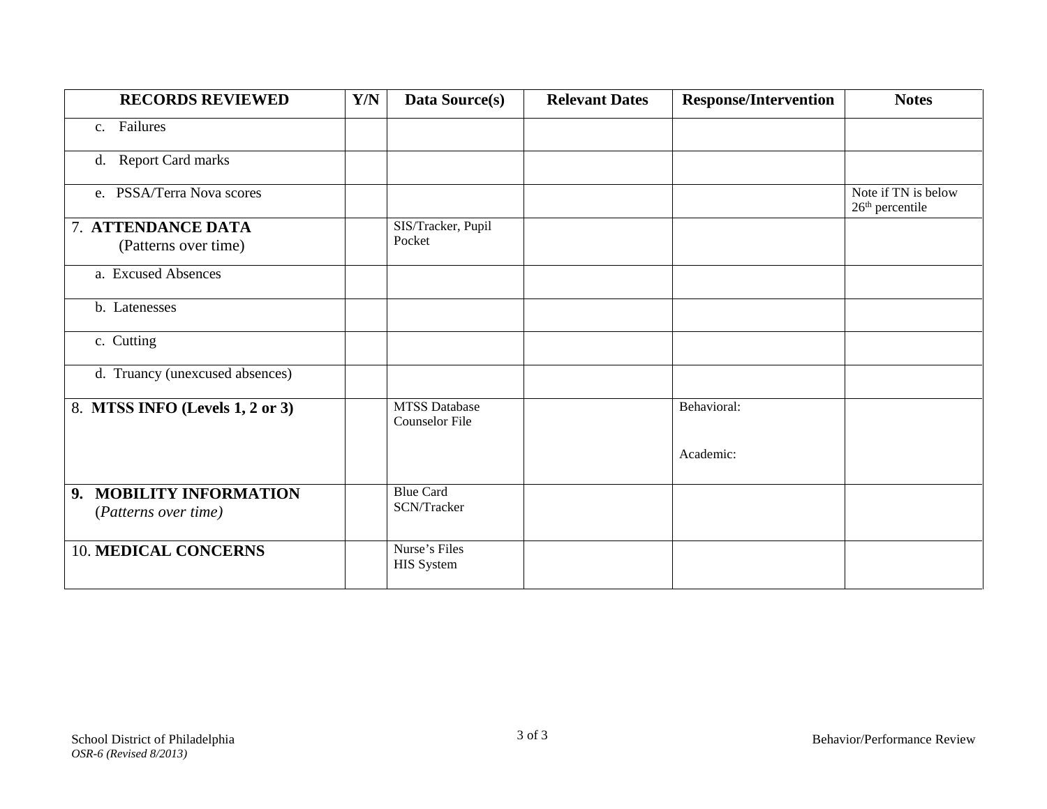| RECORDS REVIEWED | Y/N | Data Source(s) | Relevant Dates | Response/Intervention | Notes |
|---|---|---|---|---|---|
| c. Failures | | | | | |
| d. Report Card marks | | | | | |
| e. PSSA/Terra Nova scores | | | | | Note if TN is below 26th percentile |
| 7. **ATTENDANCE DATA** (Patterns over time) | | SIS/Tracker, Pupil Pocket | | | |
| a. Excused Absences | | | | | |
| b. Latenesses | | | | | |
| c. Cutting | | | | | |
| d. Truancy (unexcused absences) | | | | | |
| 8. **MTSS INFO (Levels 1, 2 or 3)** | | MTSS Database Counselor File | | Behavioral: Academic: | |
| **9. MOBILITY INFORMATION** (*Patterns over time)* | | Blue Card SCN/Tracker | | | |
| 10. **MEDICAL CONCERNS** | | Nurse's Files HIS System | | | |

School District of Philadelphia
*OSR-6 (Revised 8/2013)*

Behavior/Performance Review